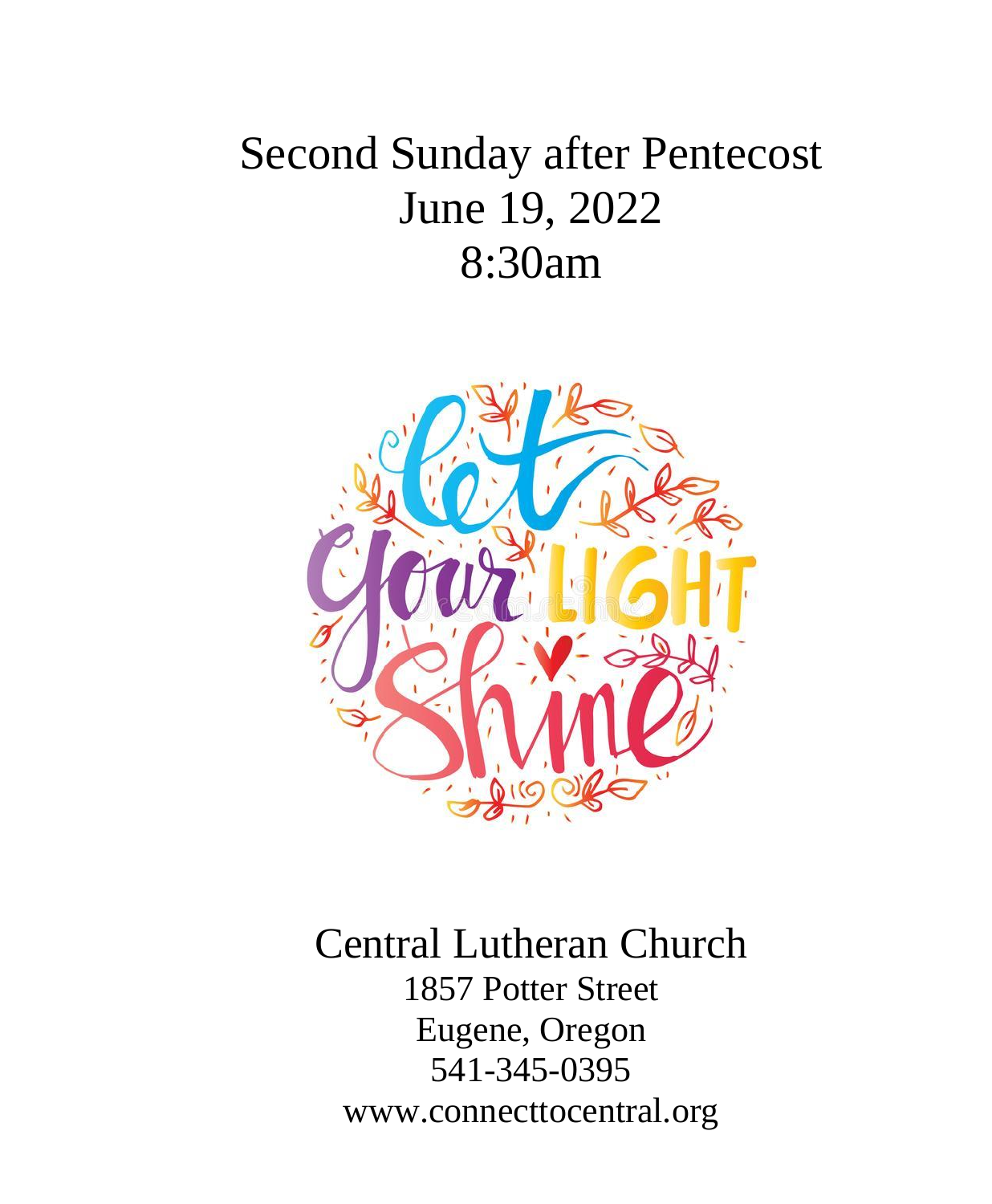# Second Sunday after Pentecost
## June 19, 2022
## 8:30am

Let your LIGHT Shine

Central Lutheran Church

1857 Potter Street

Eugene, Oregon

541-345-0395

www.connecttocentral.org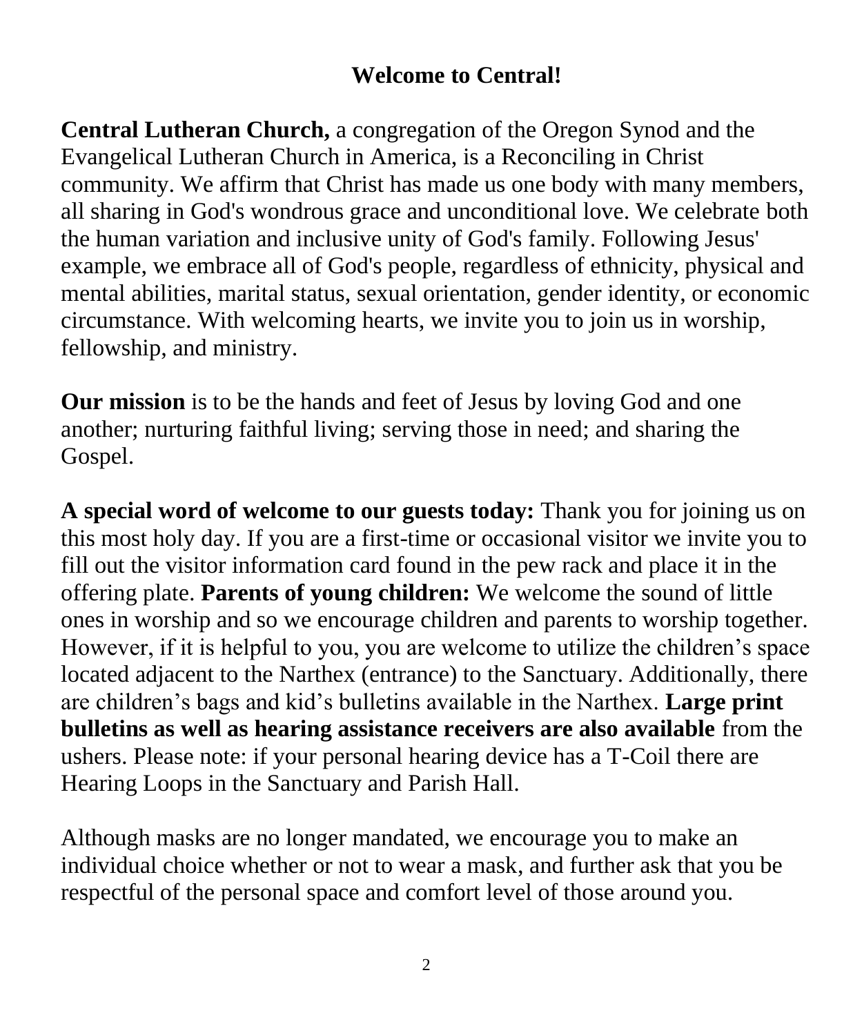# Welcome to Central!

**Central Lutheran Church,** a congregation of the Oregon Synod and the Evangelical Lutheran Church in America, is a Reconciling in Christ community. We affirm that Christ has made us one body with many members, all sharing in God's wondrous grace and unconditional love. We celebrate both the human variation and inclusive unity of God's family. Following Jesus' example, we embrace all of God's people, regardless of ethnicity, physical and mental abilities, marital status, sexual orientation, gender identity, or economic circumstance. With welcoming hearts, we invite you to join us in worship, fellowship, and ministry.

**Our mission** is to be the hands and feet of Jesus by loving God and one another; nurturing faithful living; serving those in need; and sharing the Gospel.

**A special word of welcome to our guests today:** Thank you for joining us on this most holy day. If you are a first-time or occasional visitor we invite you to fill out the visitor information card found in the pew rack and place it in the offering plate. **Parents of young children:** We welcome the sound of little ones in worship and so we encourage children and parents to worship together. However, if it is helpful to you, you are welcome to utilize the children's space located adjacent to the Narthex (entrance) to the Sanctuary. Additionally, there are children's bags and kid's bulletins available in the Narthex. **Large print bulletins as well as hearing assistance receivers are also available** from the ushers. Please note: if your personal hearing device has a T-Coil there are Hearing Loops in the Sanctuary and Parish Hall.

Although masks are no longer mandated, we encourage you to make an individual choice whether or not to wear a mask, and further ask that you be respectful of the personal space and comfort level of those around you.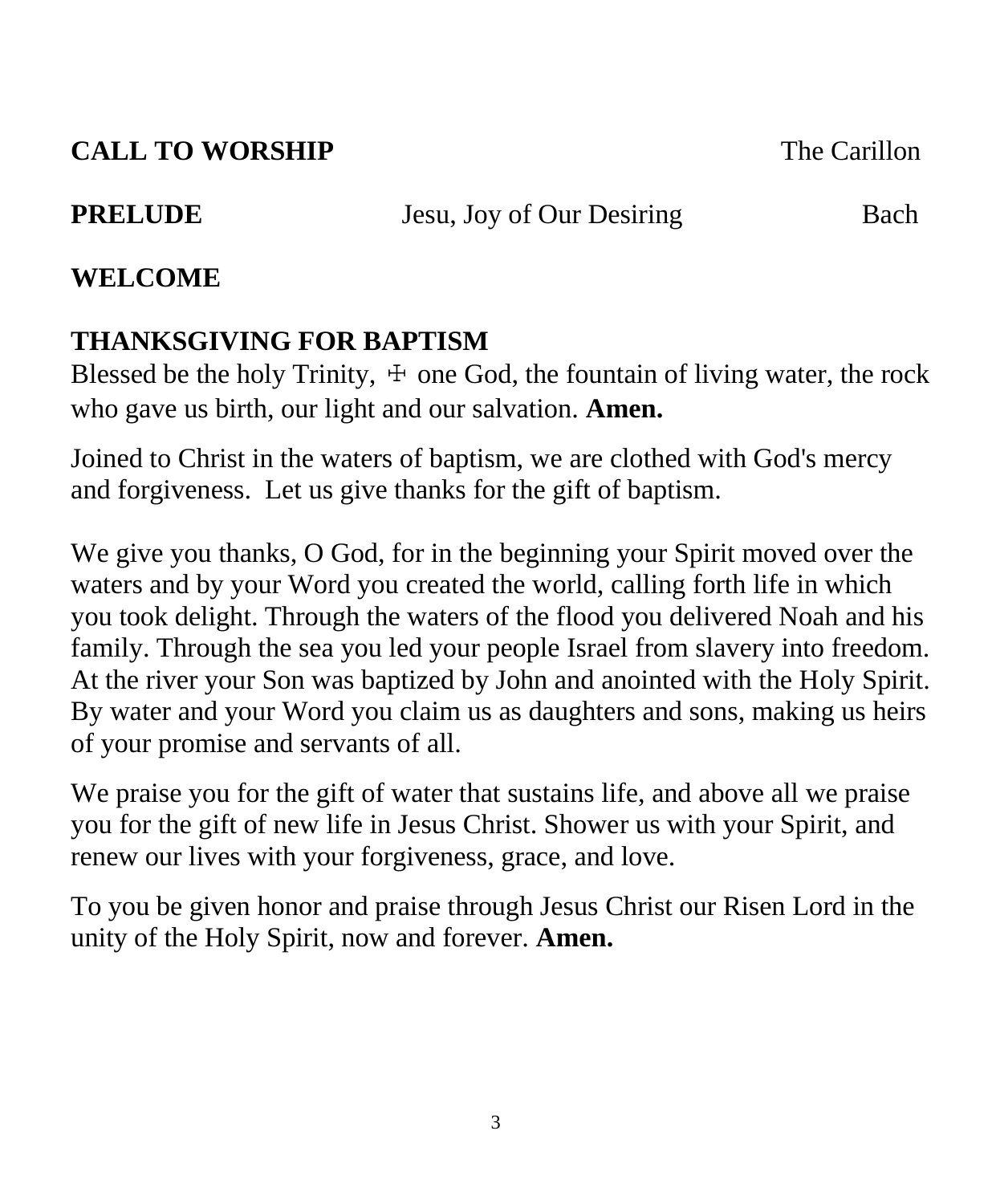**CALL TO WORSHIP** The Carillon

**PRELUDE** Jesu, Joy of Our Desiring Bach

**WELCOME**

**THANKSGIVING FOR BAPTISM**

Blessed be the holy Trinity, ☩ one God, the fountain of living water, the rock who gave us birth, our light and our salvation. **Amen.**

Joined to Christ in the waters of baptism, we are clothed with God's mercy and forgiveness. Let us give thanks for the gift of baptism.

We give you thanks, O God, for in the beginning your Spirit moved over the waters and by your Word you created the world, calling forth life in which you took delight. Through the waters of the flood you delivered Noah and his family. Through the sea you led your people Israel from slavery into freedom. At the river your Son was baptized by John and anointed with the Holy Spirit. By water and your Word you claim us as daughters and sons, making us heirs of your promise and servants of all.

We praise you for the gift of water that sustains life, and above all we praise you for the gift of new life in Jesus Christ. Shower us with your Spirit, and renew our lives with your forgiveness, grace, and love.

To you be given honor and praise through Jesus Christ our Risen Lord in the unity of the Holy Spirit, now and forever. **Amen.**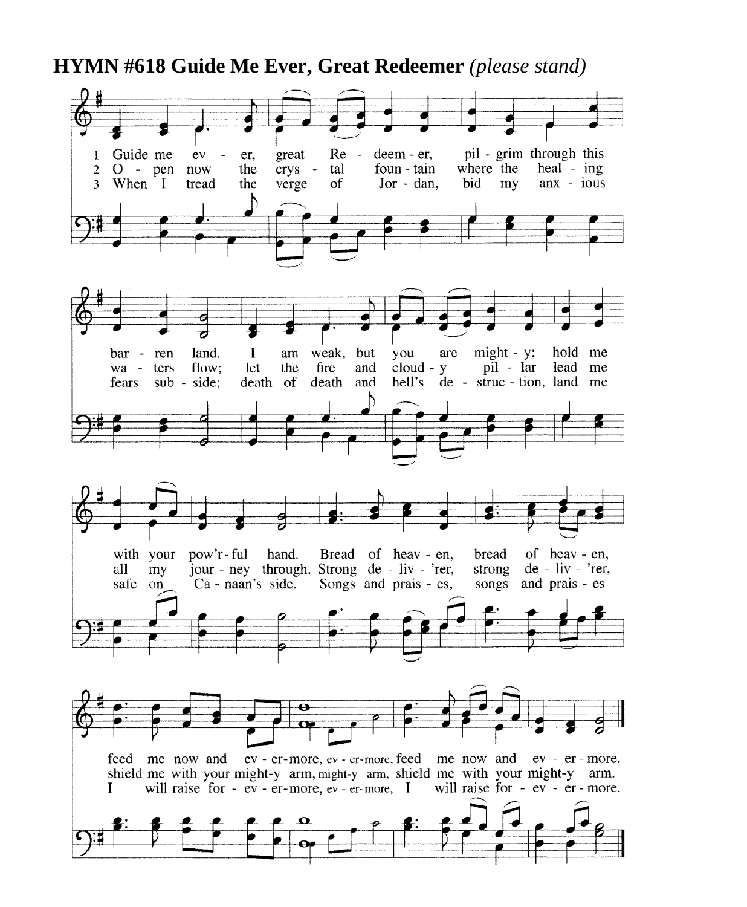**HYMN #618 Guide Me Ever, Great Redeemer** *(please stand)*

1 Guide me ever, great Redeemer, pilgrim through this barren land. I am weak, but you are mighty; hold me with your pow'r-ful hand. Bread of heaven, bread of heaven, feed me now and evermore, evermore, feed me now and evermore.

2 Open now the crystal fountain where the healing waters flow; let the fire and cloudy pillar lead me all my journey through. Strong deliv'rer, strong deliv'rer, shield me with your mighty arm, mighty arm, shield me with your mighty arm.

3 When I tread the verge of Jordan, bid my anxious fears subside; death of death and hell's destruction, land me safe on Canaan's side. Songs and praises, songs and praises I will raise forevermore, evermore, I will raise forevermore.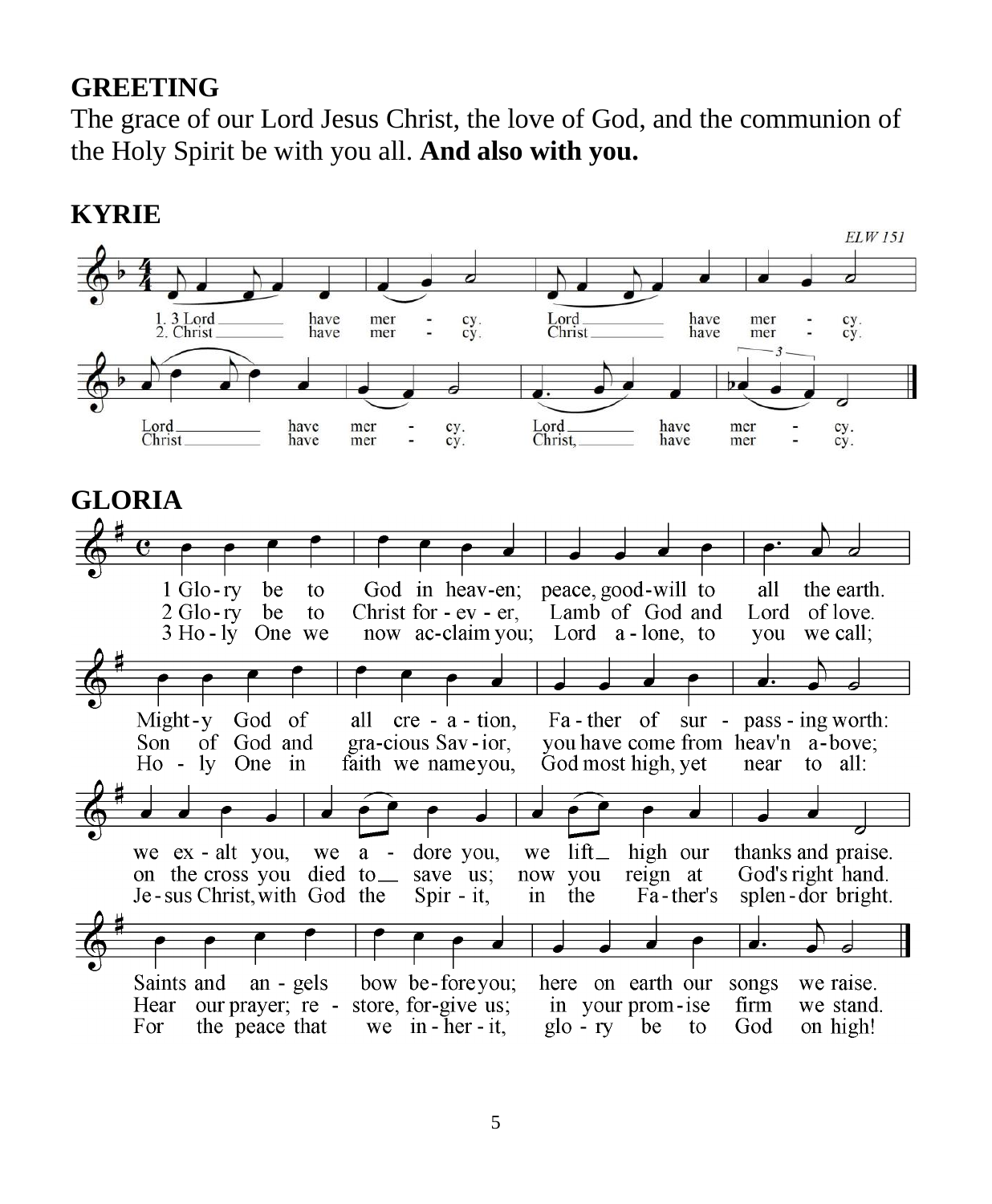## GREETING

The grace of our Lord Jesus Christ, the love of God, and the communion of the Holy Spirit be with you all. **And also with you.**

## KYRIE

*ELW 151*

1. 3 Lord have mercy. Lord have mercy. Lord have mercy. Lord have mercy.
2. Christ have mercy. Christ have mercy. Christ have mercy. Christ, have mercy.

## GLORIA

1 Glory be to God in heaven; peace, good-will to all the earth.
Mighty God of all creation, Father of surpassing worth:
we exalt you, we adore you, we lift high our thanks and praise.
Saints and angels bow before you; here on earth our songs we raise.

2 Glory be to Christ for-ever, Lamb of God and Lord of love.
Son of God and gracious Savior, you have come from heav'n above;
on the cross you died to save us; now you reign at God's right hand.
Hear our prayer; restore, forgive us; in your promise firm we stand.

3 Holy One we now acclaim you; Lord alone, to you we call;
Holy One in faith we name you, God most high, yet near to all:
Jesus Christ, with God the Spirit, in the Father's splendor bright.
For the peace that we inherit, glory be to God on high!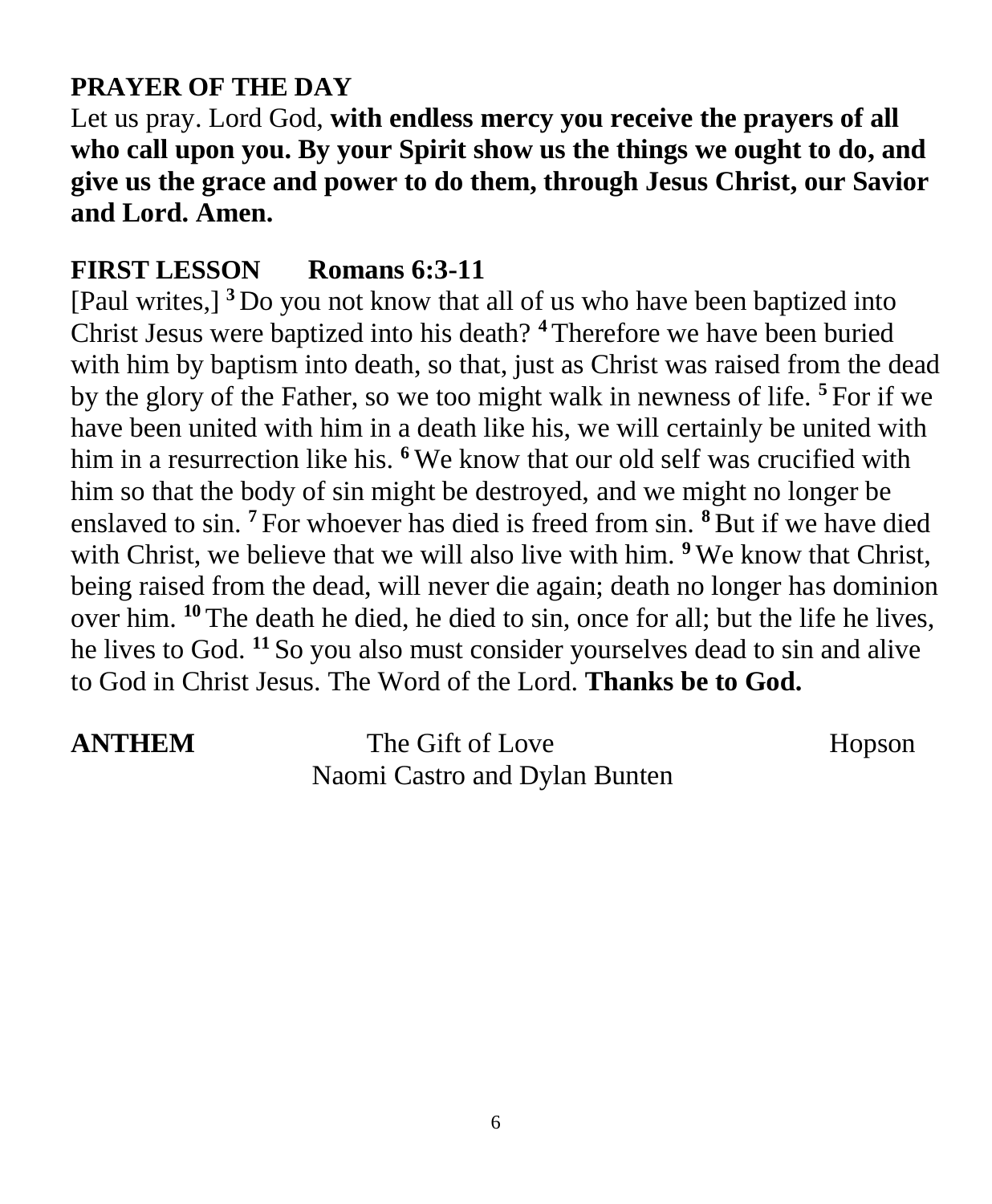## PRAYER OF THE DAY

Let us pray. Lord God, **with endless mercy you receive the prayers of all who call upon you. By your Spirit show us the things we ought to do, and give us the grace and power to do them, through Jesus Christ, our Savior and Lord. Amen.**

## FIRST LESSON Romans 6:3-11

[Paul writes,] **3** Do you not know that all of us who have been baptized into Christ Jesus were baptized into his death? **4** Therefore we have been buried with him by baptism into death, so that, just as Christ was raised from the dead by the glory of the Father, so we too might walk in newness of life. **5** For if we have been united with him in a death like his, we will certainly be united with him in a resurrection like his. **6** We know that our old self was crucified with him so that the body of sin might be destroyed, and we might no longer be enslaved to sin. **7** For whoever has died is freed from sin. **8** But if we have died with Christ, we believe that we will also live with him. **9** We know that Christ, being raised from the dead, will never die again; death no longer has dominion over him. **10** The death he died, he died to sin, once for all; but the life he lives, he lives to God. **11** So you also must consider yourselves dead to sin and alive to God in Christ Jesus. The Word of the Lord. **Thanks be to God.**

**ANTHEM** The Gift of Love Hopson

Naomi Castro and Dylan Bunten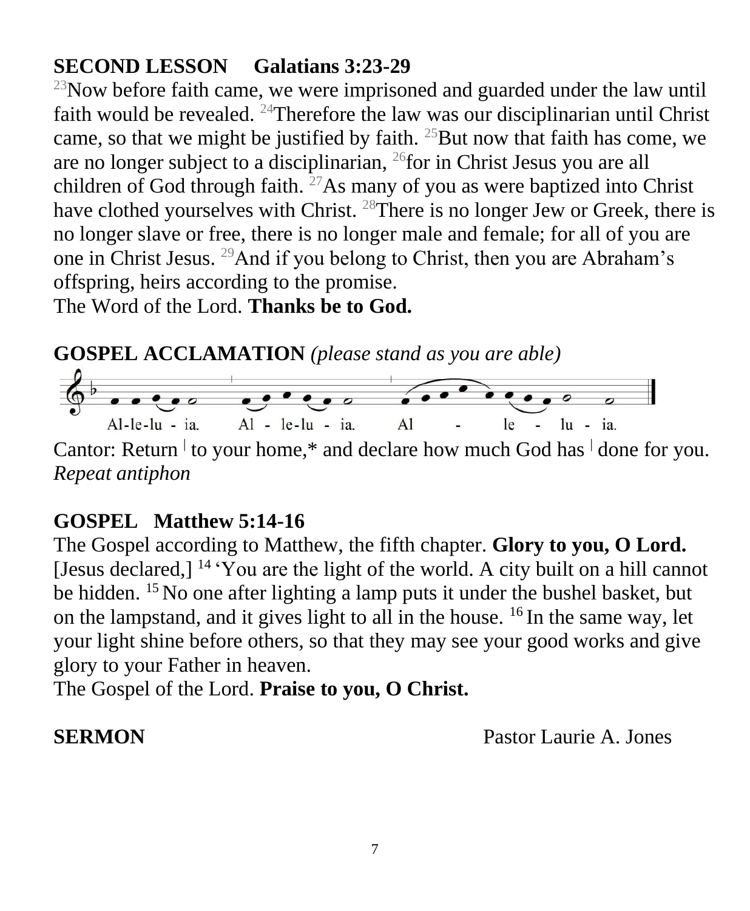**SECOND LESSON Galatians 3:23-29**

[23]Now before faith came, we were imprisoned and guarded under the law until faith would be revealed. [24]Therefore the law was our disciplinarian until Christ came, so that we might be justified by faith. [25]But now that faith has come, we are no longer subject to a disciplinarian, [26]for in Christ Jesus you are all children of God through faith. [27]As many of you as were baptized into Christ have clothed yourselves with Christ. [28]There is no longer Jew or Greek, there is no longer slave or free, there is no longer male and female; for all of you are one in Christ Jesus. [29]And if you belong to Christ, then you are Abraham's offspring, heirs according to the promise.
The Word of the Lord. **Thanks be to God.**

**GOSPEL ACCLAMATION** *(please stand as you are able)*

Al-le-lu - ia. Al - le-lu - ia. Al - le - lu - ia.

Cantor: Return | to your home,* and declare how much God has | done for you.
*Repeat antiphon*

**GOSPEL Matthew 5:14-16**

The Gospel according to Matthew, the fifth chapter. **Glory to you, O Lord.**
[Jesus declared,] [14] 'You are the light of the world. A city built on a hill cannot be hidden. [15] No one after lighting a lamp puts it under the bushel basket, but on the lampstand, and it gives light to all in the house. [16] In the same way, let your light shine before others, so that they may see your good works and give glory to your Father in heaven.
The Gospel of the Lord. **Praise to you, O Christ.**

**SERMON** Pastor Laurie A. Jones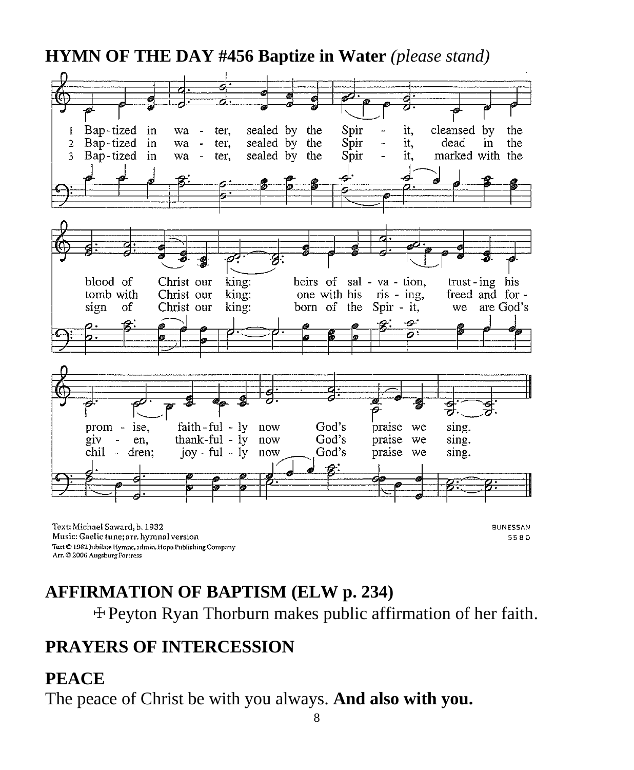**HYMN OF THE DAY #456 Baptize in Water** *(please stand)*

1 Bap-tized in wa - ter, sealed by the Spir - it, cleansed by the blood of Christ our king: heirs of sal - va - tion, trust-ing his prom - ise, faith-ful - ly now God's praise we sing.

2 Bap-tized in wa - ter, sealed by the Spir - it, dead in the tomb with Christ our king: one with his ris - ing, freed and for - giv - en, thank-ful - ly now God's praise we sing.

3 Bap-tized in wa - ter, sealed by the Spir - it, marked with the sign of Christ our king: born of the Spir - it, we are God's chil - dren; joy - ful - ly now God's praise we sing.

Text: Michael Saward, b. 1932
Music: Gaelic tune; arr. hymnal version
Text © 1982 Jubilate Hymns, admin. Hope Publishing Company
Arr. © 2006 Augsburg Fortress

BUNESSAN
5 5 8 D

**AFFIRMATION OF BAPTISM (ELW p. 234)**

☩ Peyton Ryan Thorburn makes public affirmation of her faith.

**PRAYERS OF INTERCESSION**

**PEACE**

The peace of Christ be with you always. **And also with you.**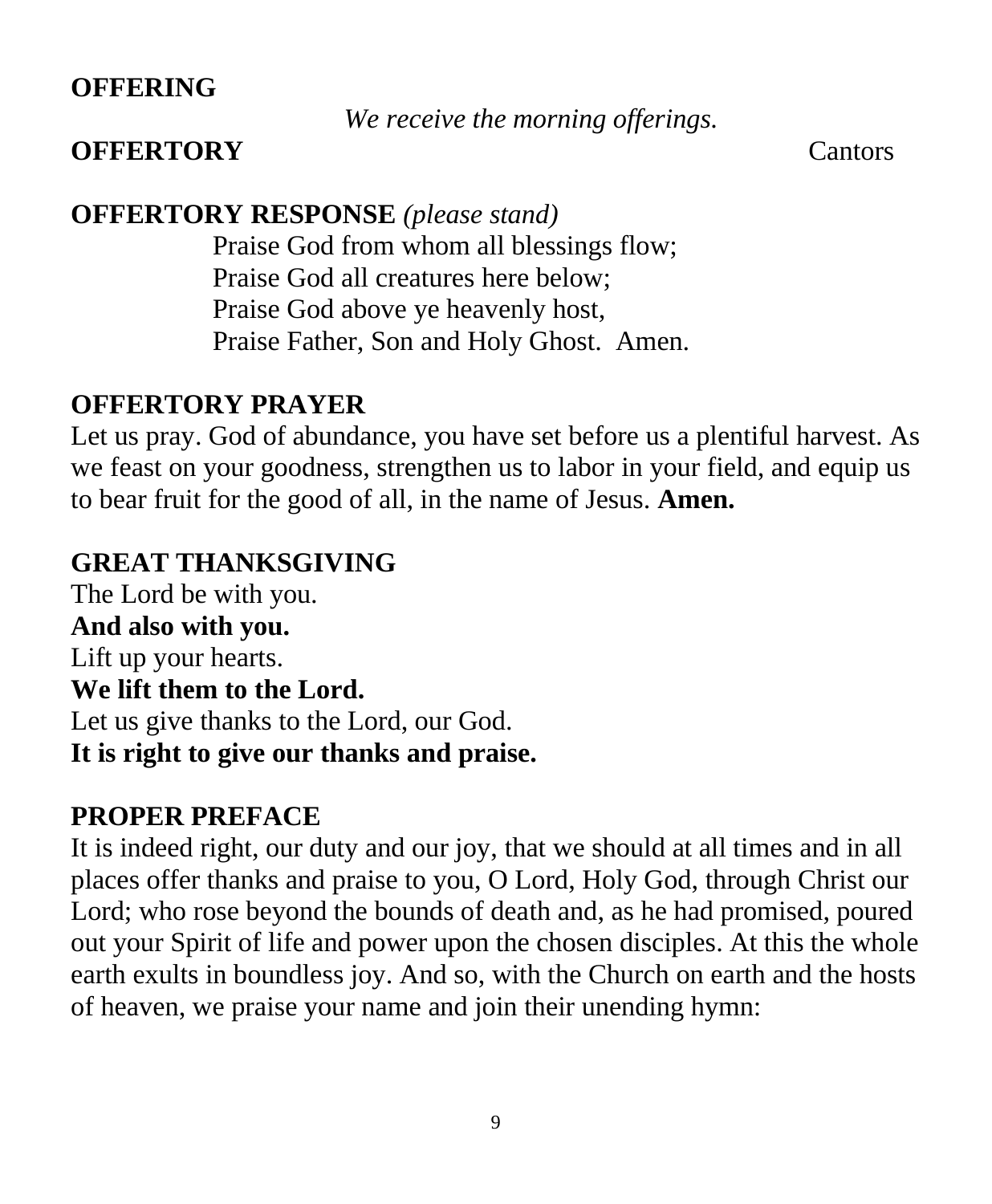**OFFERING**

*We receive the morning offerings.*

**OFFERTORY** Cantors

**OFFERTORY RESPONSE** *(please stand)*

Praise God from whom all blessings flow;
Praise God all creatures here below;
Praise God above ye heavenly host,
Praise Father, Son and Holy Ghost. Amen.

**OFFERTORY PRAYER**

Let us pray. God of abundance, you have set before us a plentiful harvest. As we feast on your goodness, strengthen us to labor in your field, and equip us to bear fruit for the good of all, in the name of Jesus. **Amen.**

**GREAT THANKSGIVING**

The Lord be with you.
**And also with you.**
Lift up your hearts.
**We lift them to the Lord.**
Let us give thanks to the Lord, our God.
**It is right to give our thanks and praise.**

**PROPER PREFACE**

It is indeed right, our duty and our joy, that we should at all times and in all places offer thanks and praise to you, O Lord, Holy God, through Christ our Lord; who rose beyond the bounds of death and, as he had promised, poured out your Spirit of life and power upon the chosen disciples. At this the whole earth exults in boundless joy. And so, with the Church on earth and the hosts of heaven, we praise your name and join their unending hymn: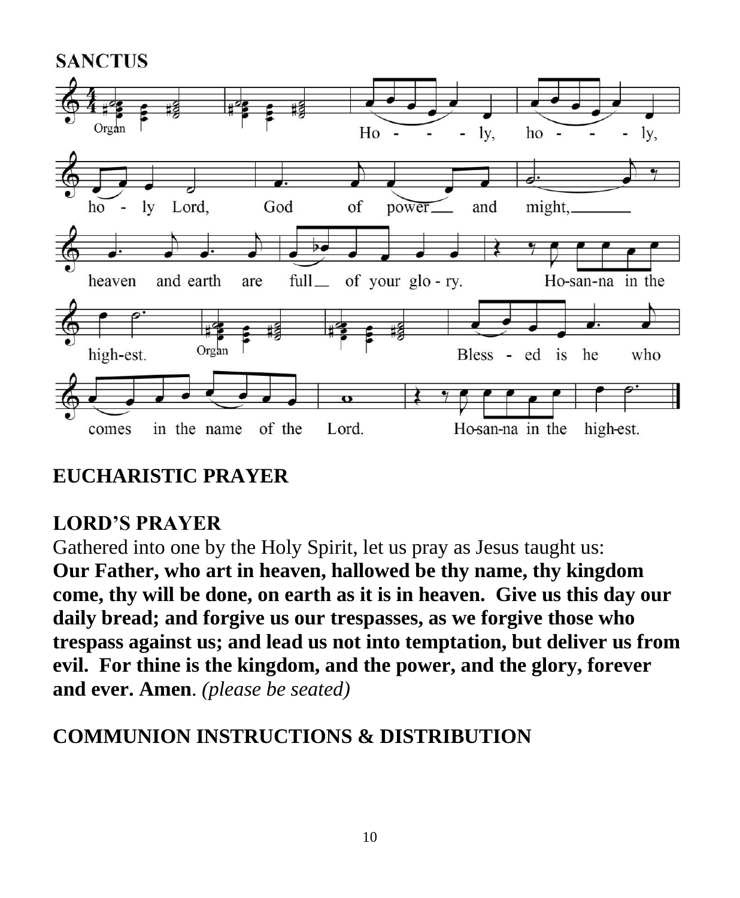**SANCTUS**

Organ

Ho - - - ly, ho - - - ly, ho - ly Lord, God of power and might, heaven and earth are full of your glo - ry. Ho-san-na in the high-est.

Organ

Bless - ed is he who comes in the name of the Lord. Ho-san-na in the high-est.

**EUCHARISTIC PRAYER**

**LORD'S PRAYER**

Gathered into one by the Holy Spirit, let us pray as Jesus taught us:
**Our Father, who art in heaven, hallowed be thy name, thy kingdom come, thy will be done, on earth as it is in heaven. Give us this day our daily bread; and forgive us our trespasses, as we forgive those who trespass against us; and lead us not into temptation, but deliver us from evil. For thine is the kingdom, and the power, and the glory, forever and ever. Amen**. *(please be seated)*

**COMMUNION INSTRUCTIONS & DISTRIBUTION**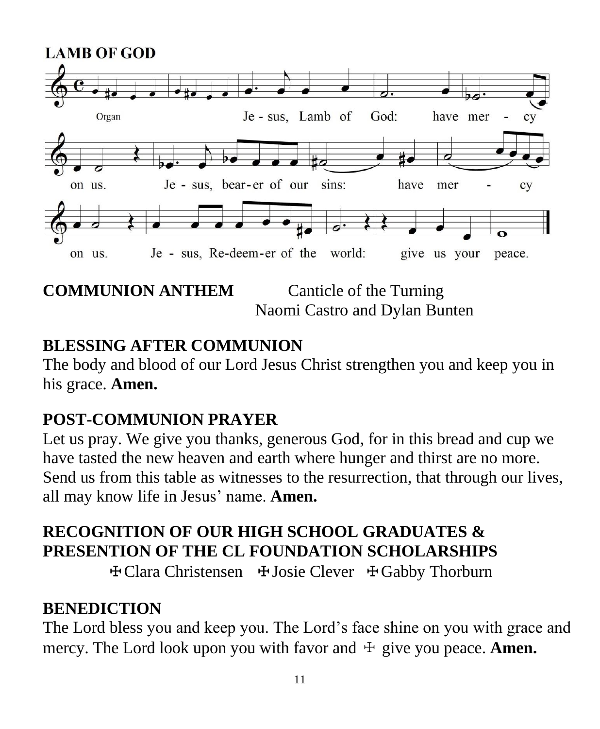**LAMB OF GOD**

Organ

Jesus, Lamb of God: have mercy on us.
Jesus, bearer of our sins: have mercy on us.
Jesus, Redeemer of the world: give us your peace.

**COMMUNION ANTHEM** Canticle of the Turning
Naomi Castro and Dylan Bunten

## BLESSING AFTER COMMUNION

The body and blood of our Lord Jesus Christ strengthen you and keep you in his grace. **Amen.**

## POST-COMMUNION PRAYER

Let us pray. We give you thanks, generous God, for in this bread and cup we have tasted the new heaven and earth where hunger and thirst are no more. Send us from this table as witnesses to the resurrection, that through our lives, all may know life in Jesus' name. **Amen.**

## RECOGNITION OF OUR HIGH SCHOOL GRADUATES & PRESENTION OF THE CL FOUNDATION SCHOLARSHIPS

☩Clara Christensen ☩Josie Clever ☩Gabby Thorburn

## BENEDICTION

The Lord bless you and keep you. The Lord's face shine on you with grace and mercy. The Lord look upon you with favor and ☩ give you peace. **Amen.**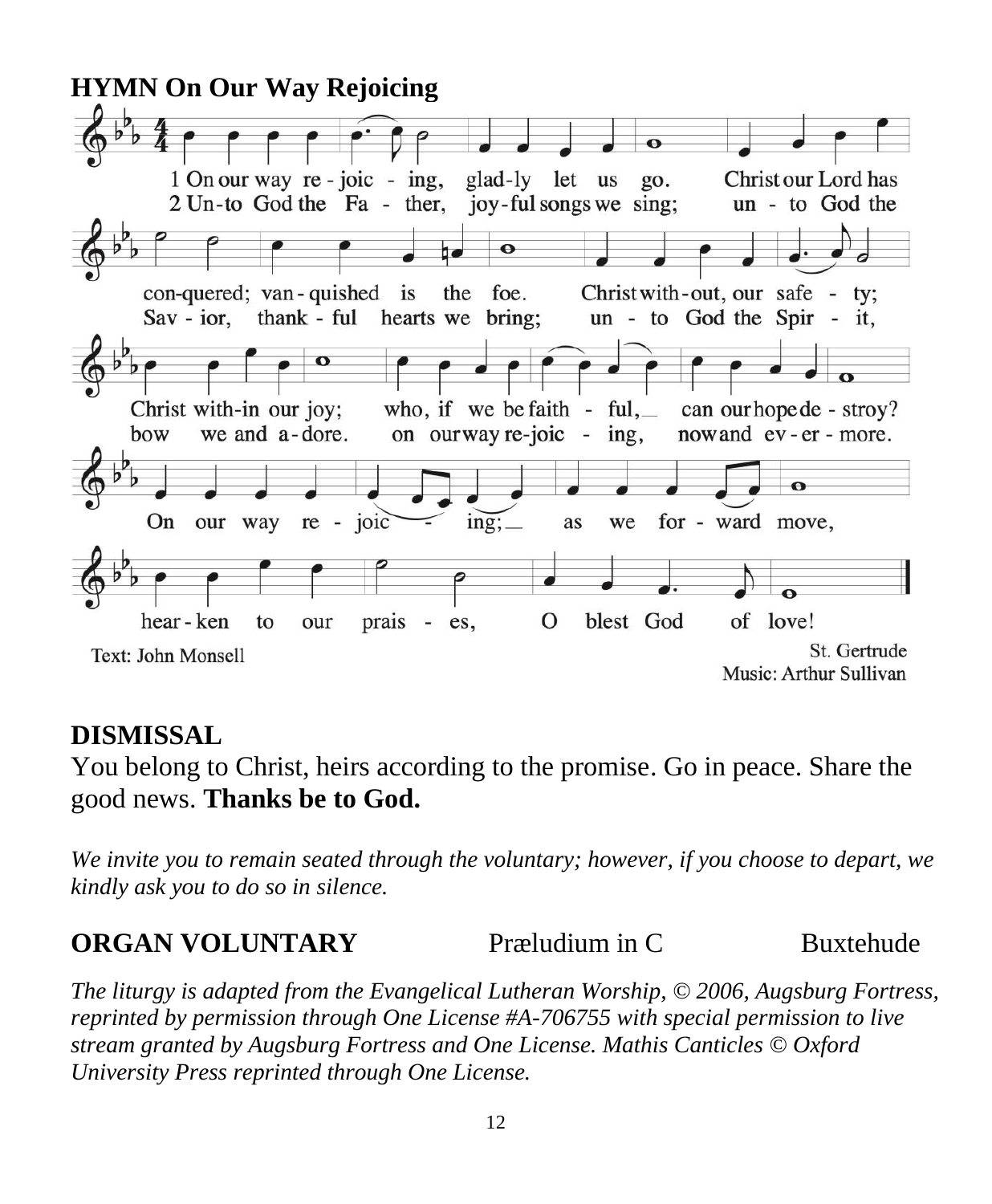**HYMN On Our Way Rejoicing**

1 On our way re-joic-ing, glad-ly let us go. Christ our Lord has con-quered; van-quished is the foe. Christ with-out, our safe-ty; Christ with-in our joy; who, if we be faith-ful, can our hope de-stroy?

2 Un-to God the Fa-ther, joy-ful songs we sing; un-to God the Sav-ior, thank-ful hearts we bring; un-to God the Spir-it, bow we and a-dore. on our way re-joic-ing, now and ev-er-more.

On our way re-joic-ing; as we for-ward move, hear-ken to our prais-es, O blest God of love!

Text: John Monsell

St. Gertrude
Music: Arthur Sullivan

**DISMISSAL**

You belong to Christ, heirs according to the promise. Go in peace. Share the good news. **Thanks be to God.**

*We invite you to remain seated through the voluntary; however, if you choose to depart, we kindly ask you to do so in silence.*

**ORGAN VOLUNTARY** Præludium in C Buxtehude

*The liturgy is adapted from the Evangelical Lutheran Worship, © 2006, Augsburg Fortress, reprinted by permission through One License #A-706755 with special permission to live stream granted by Augsburg Fortress and One License. Mathis Canticles © Oxford University Press reprinted through One License.*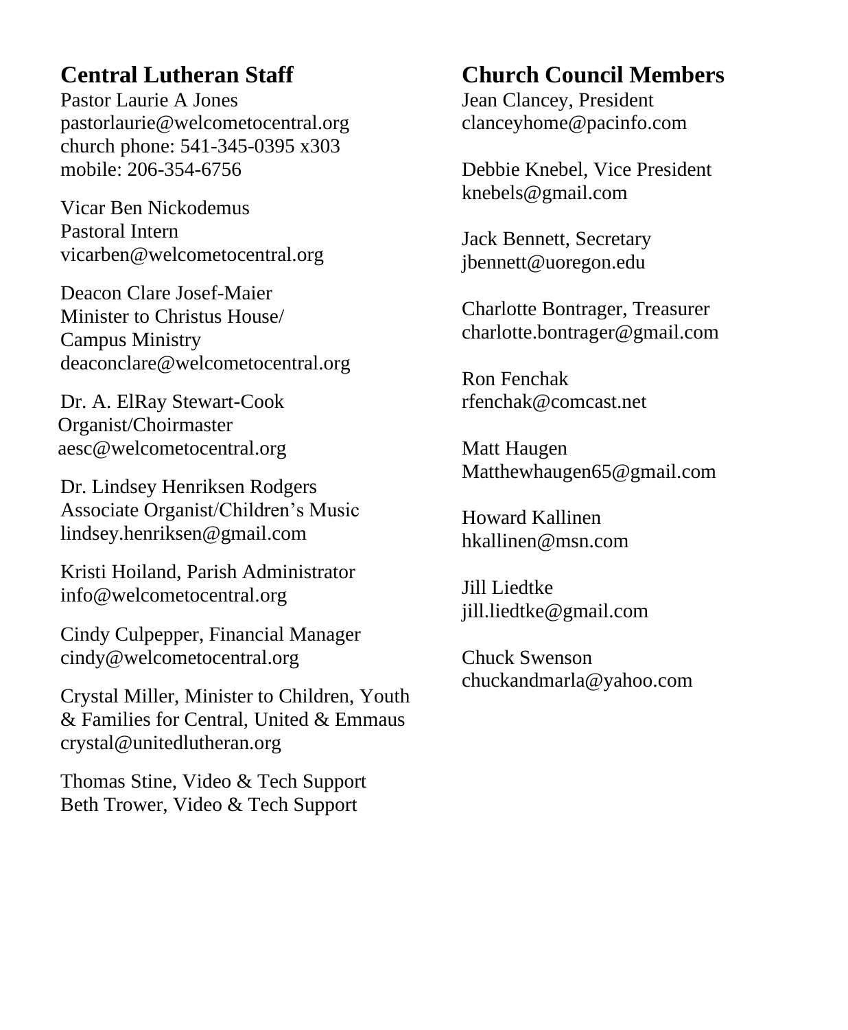## Central Lutheran Staff

Pastor Laurie A Jones
pastorlaurie@welcometocentral.org
church phone: 541-345-0395 x303
mobile: 206-354-6756

Vicar Ben Nickodemus
Pastoral Intern
vicarben@welcometocentral.org

Deacon Clare Josef-Maier
Minister to Christus House/
Campus Ministry
deaconclare@welcometocentral.org

Dr. A. ElRay Stewart-Cook
Organist/Choirmaster
aesc@welcometocentral.org

Dr. Lindsey Henriksen Rodgers
Associate Organist/Children's Music
lindsey.henriksen@gmail.com

Kristi Hoiland, Parish Administrator
info@welcometocentral.org

Cindy Culpepper, Financial Manager
cindy@welcometocentral.org

Crystal Miller, Minister to Children, Youth & Families for Central, United & Emmaus
crystal@unitedlutheran.org

Thomas Stine, Video & Tech Support
Beth Trower, Video & Tech Support

## Church Council Members

Jean Clancey, President
clanceyhome@pacinfo.com

Debbie Knebel, Vice President
knebels@gmail.com

Jack Bennett, Secretary
jbennett@uoregon.edu

Charlotte Bontrager, Treasurer
charlotte.bontrager@gmail.com

Ron Fenchak
rfenchak@comcast.net

Matt Haugen
Matthewhaugen65@gmail.com

Howard Kallinen
hkallinen@msn.com

Jill Liedtke
jill.liedtke@gmail.com

Chuck Swenson
chuckandmarla@yahoo.com